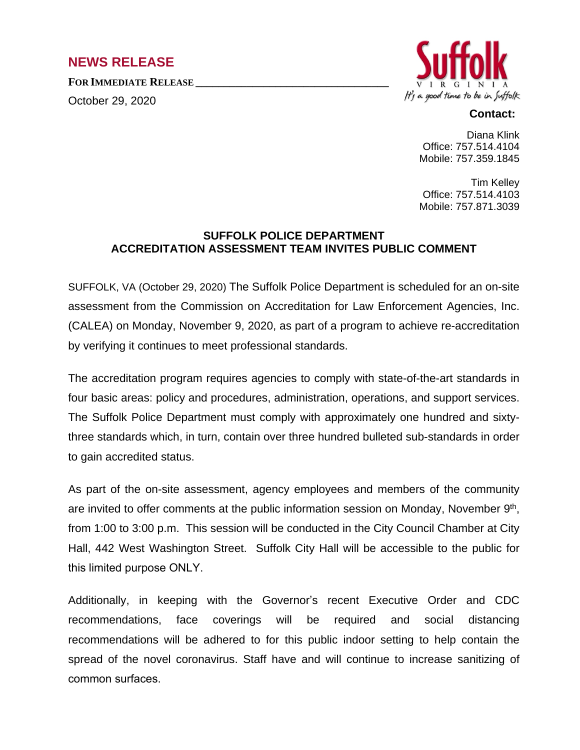## NEWS RELEASE

**FOR IMMEDIATE RELEASE**

October 29, 2020

Suffolk VIRGINIA

*It's a good time to be in Suffolk*

**Contact:**

Diana Klink
Office: 757.514.4104
Mobile: 757.359.1845

Tim Kelley
Office: 757.514.4103
Mobile: 757.871.3039

### SUFFOLK POLICE DEPARTMENT ACCREDITATION ASSESSMENT TEAM INVITES PUBLIC COMMENT

SUFFOLK, VA (October 29, 2020) The Suffolk Police Department is scheduled for an on-site assessment from the Commission on Accreditation for Law Enforcement Agencies, Inc. (CALEA) on Monday, November 9, 2020, as part of a program to achieve re-accreditation by verifying it continues to meet professional standards.

The accreditation program requires agencies to comply with state-of-the-art standards in four basic areas: policy and procedures, administration, operations, and support services. The Suffolk Police Department must comply with approximately one hundred and sixty-three standards which, in turn, contain over three hundred bulleted sub-standards in order to gain accredited status.

As part of the on-site assessment, agency employees and members of the community are invited to offer comments at the public information session on Monday, November 9th, from 1:00 to 3:00 p.m. This session will be conducted in the City Council Chamber at City Hall, 442 West Washington Street. Suffolk City Hall will be accessible to the public for this limited purpose ONLY.

Additionally, in keeping with the Governor's recent Executive Order and CDC recommendations, face coverings will be required and social distancing recommendations will be adhered to for this public indoor setting to help contain the spread of the novel coronavirus. Staff have and will continue to increase sanitizing of common surfaces.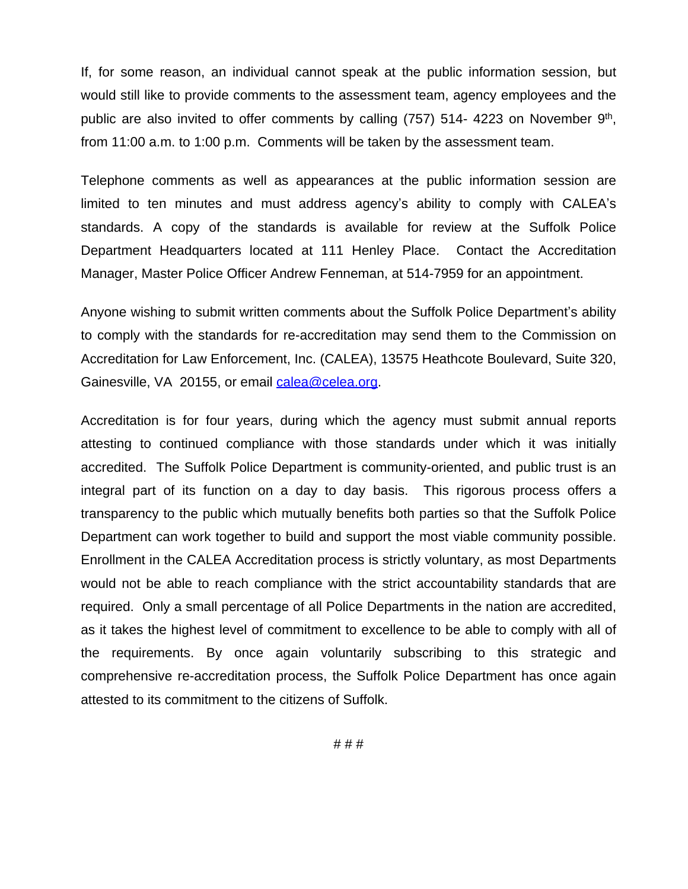If, for some reason, an individual cannot speak at the public information session, but would still like to provide comments to the assessment team, agency employees and the public are also invited to offer comments by calling (757) 514- 4223 on November 9th, from 11:00 a.m. to 1:00 p.m. Comments will be taken by the assessment team.

Telephone comments as well as appearances at the public information session are limited to ten minutes and must address agency's ability to comply with CALEA's standards. A copy of the standards is available for review at the Suffolk Police Department Headquarters located at 111 Henley Place. Contact the Accreditation Manager, Master Police Officer Andrew Fenneman, at 514-7959 for an appointment.

Anyone wishing to submit written comments about the Suffolk Police Department's ability to comply with the standards for re-accreditation may send them to the Commission on Accreditation for Law Enforcement, Inc. (CALEA), 13575 Heathcote Boulevard, Suite 320, Gainesville, VA 20155, or email calea@celea.org.

Accreditation is for four years, during which the agency must submit annual reports attesting to continued compliance with those standards under which it was initially accredited. The Suffolk Police Department is community-oriented, and public trust is an integral part of its function on a day to day basis. This rigorous process offers a transparency to the public which mutually benefits both parties so that the Suffolk Police Department can work together to build and support the most viable community possible. Enrollment in the CALEA Accreditation process is strictly voluntary, as most Departments would not be able to reach compliance with the strict accountability standards that are required. Only a small percentage of all Police Departments in the nation are accredited, as it takes the highest level of commitment to excellence to be able to comply with all of the requirements. By once again voluntarily subscribing to this strategic and comprehensive re-accreditation process, the Suffolk Police Department has once again attested to its commitment to the citizens of Suffolk.

# # #